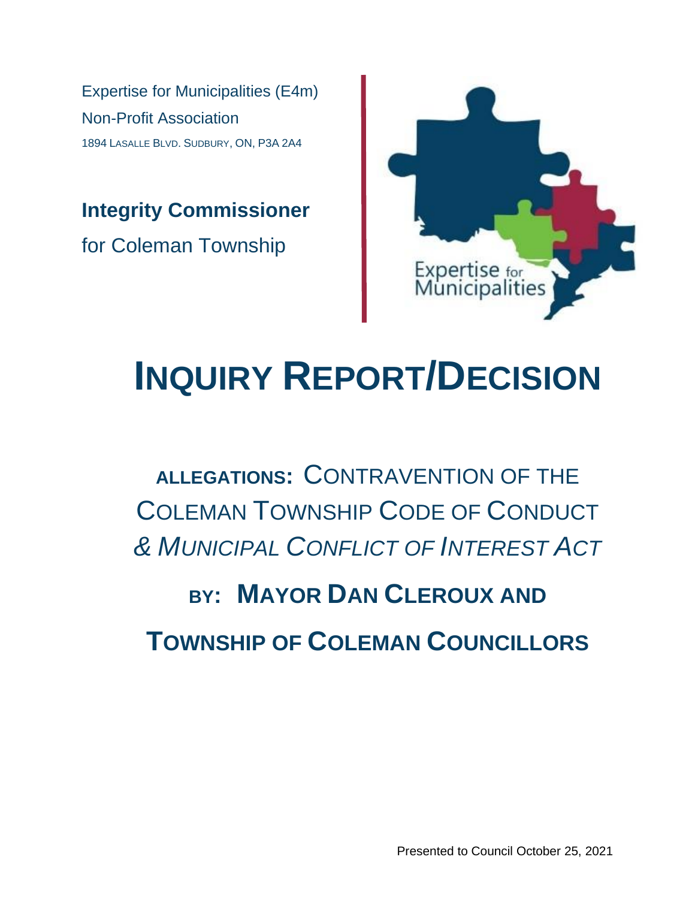Expertise for Municipalities (E4m)

Non-Profit Association

1894 LaSalle Blvd. Sudbury, ON, P3A 2A4

**Integrity Commissioner**

for Coleman Township

# INQUIRY REPORT/DECISION

## ALLEGATIONS: CONTRAVENTION OF THE COLEMAN TOWNSHIP CODE OF CONDUCT *& MUNICIPAL CONFLICT OF INTEREST ACT*

## BY: MAYOR DAN CLEROUX AND TOWNSHIP OF COLEMAN COUNCILLORS

Presented to Council October 25, 2021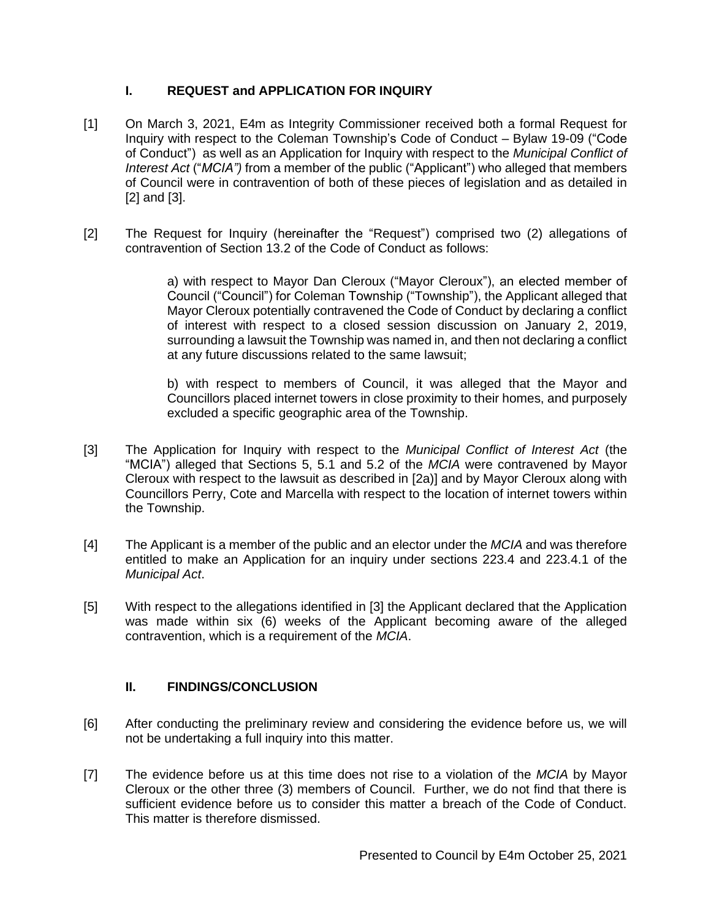## I. REQUEST and APPLICATION FOR INQUIRY

[1] On March 3, 2021, E4m as Integrity Commissioner received both a formal Request for Inquiry with respect to the Coleman Township's Code of Conduct – Bylaw 19-09 ("Code of Conduct") as well as an Application for Inquiry with respect to the *Municipal Conflict of Interest Act* ("*MCIA")* from a member of the public ("Applicant") who alleged that members of Council were in contravention of both of these pieces of legislation and as detailed in [2] and [3].

[2] The Request for Inquiry (hereinafter the "Request") comprised two (2) allegations of contravention of Section 13.2 of the Code of Conduct as follows:

> a) with respect to Mayor Dan Cleroux ("Mayor Cleroux"), an elected member of Council ("Council") for Coleman Township ("Township"), the Applicant alleged that Mayor Cleroux potentially contravened the Code of Conduct by declaring a conflict of interest with respect to a closed session discussion on January 2, 2019, surrounding a lawsuit the Township was named in, and then not declaring a conflict at any future discussions related to the same lawsuit;
>
> b) with respect to members of Council, it was alleged that the Mayor and Councillors placed internet towers in close proximity to their homes, and purposely excluded a specific geographic area of the Township.

[3] The Application for Inquiry with respect to the *Municipal Conflict of Interest Act* (the "MCIA") alleged that Sections 5, 5.1 and 5.2 of the *MCIA* were contravened by Mayor Cleroux with respect to the lawsuit as described in [2a)] and by Mayor Cleroux along with Councillors Perry, Cote and Marcella with respect to the location of internet towers within the Township.

[4] The Applicant is a member of the public and an elector under the *MCIA* and was therefore entitled to make an Application for an inquiry under sections 223.4 and 223.4.1 of the *Municipal Act*.

[5] With respect to the allegations identified in [3] the Applicant declared that the Application was made within six (6) weeks of the Applicant becoming aware of the alleged contravention, which is a requirement of the *MCIA*.

## II. FINDINGS/CONCLUSION

[6] After conducting the preliminary review and considering the evidence before us, we will not be undertaking a full inquiry into this matter.

[7] The evidence before us at this time does not rise to a violation of the *MCIA* by Mayor Cleroux or the other three (3) members of Council. Further, we do not find that there is sufficient evidence before us to consider this matter a breach of the Code of Conduct. This matter is therefore dismissed.

Presented to Council by E4m October 25, 2021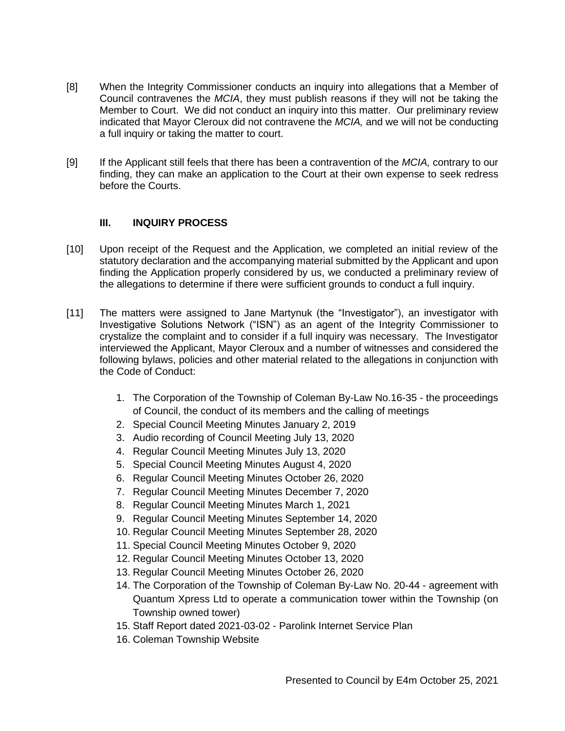[8] When the Integrity Commissioner conducts an inquiry into allegations that a Member of Council contravenes the *MCIA*, they must publish reasons if they will not be taking the Member to Court. We did not conduct an inquiry into this matter. Our preliminary review indicated that Mayor Cleroux did not contravene the *MCIA,* and we will not be conducting a full inquiry or taking the matter to court.

[9] If the Applicant still feels that there has been a contravention of the *MCIA,* contrary to our finding, they can make an application to the Court at their own expense to seek redress before the Courts.

## III. INQUIRY PROCESS

[10] Upon receipt of the Request and the Application, we completed an initial review of the statutory declaration and the accompanying material submitted by the Applicant and upon finding the Application properly considered by us, we conducted a preliminary review of the allegations to determine if there were sufficient grounds to conduct a full inquiry.

[11] The matters were assigned to Jane Martynuk (the "Investigator"), an investigator with Investigative Solutions Network ("ISN") as an agent of the Integrity Commissioner to crystalize the complaint and to consider if a full inquiry was necessary. The Investigator interviewed the Applicant, Mayor Cleroux and a number of witnesses and considered the following bylaws, policies and other material related to the allegations in conjunction with the Code of Conduct:

1. The Corporation of the Township of Coleman By-Law No.16-35 - the proceedings of Council, the conduct of its members and the calling of meetings
2. Special Council Meeting Minutes January 2, 2019
3. Audio recording of Council Meeting July 13, 2020
4. Regular Council Meeting Minutes July 13, 2020
5. Special Council Meeting Minutes August 4, 2020
6. Regular Council Meeting Minutes October 26, 2020
7. Regular Council Meeting Minutes December 7, 2020
8. Regular Council Meeting Minutes March 1, 2021
9. Regular Council Meeting Minutes September 14, 2020
10. Regular Council Meeting Minutes September 28, 2020
11. Special Council Meeting Minutes October 9, 2020
12. Regular Council Meeting Minutes October 13, 2020
13. Regular Council Meeting Minutes October 26, 2020
14. The Corporation of the Township of Coleman By-Law No. 20-44 - agreement with Quantum Xpress Ltd to operate a communication tower within the Township (on Township owned tower)
15. Staff Report dated 2021-03-02 - Parolink Internet Service Plan
16. Coleman Township Website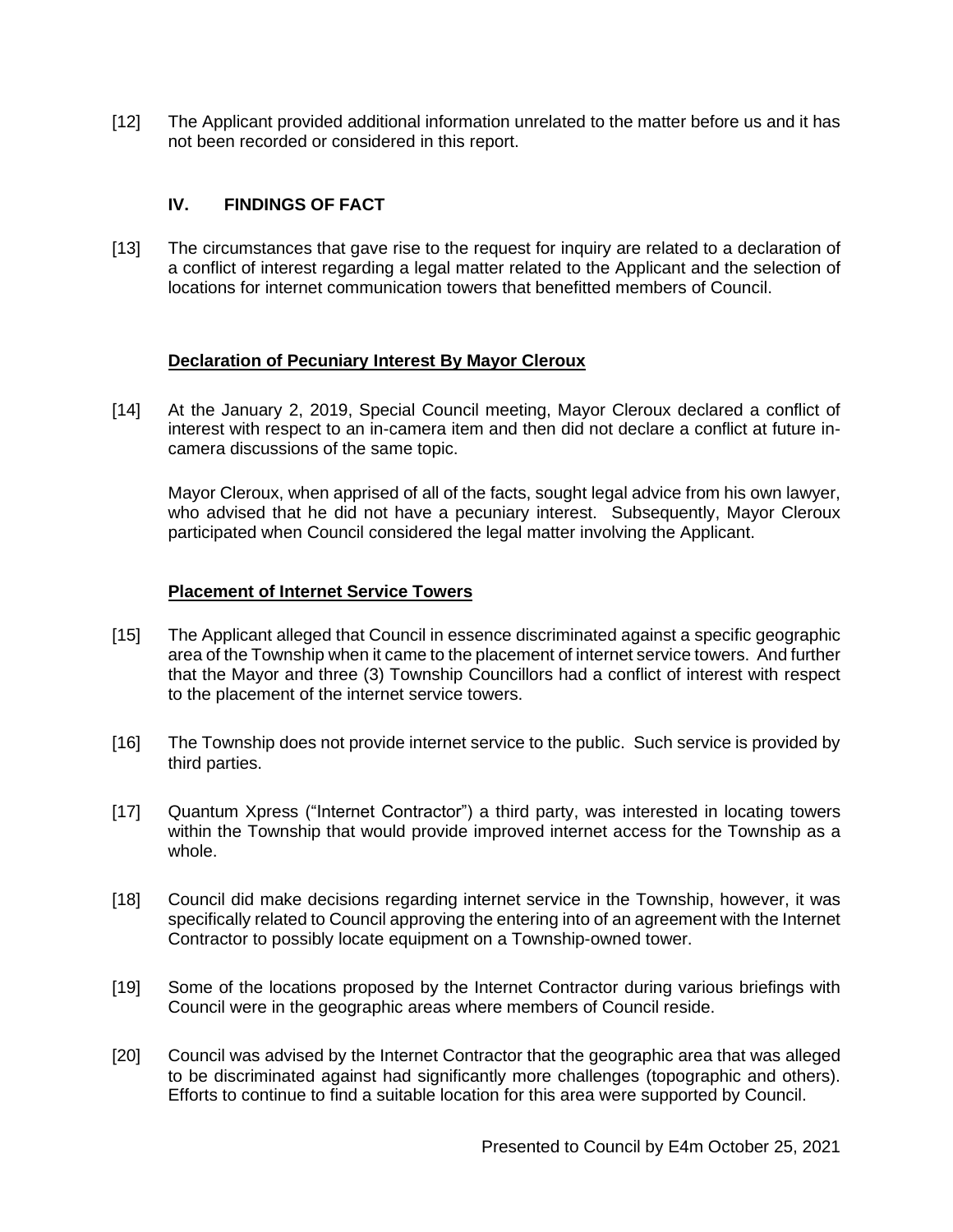[12] The Applicant provided additional information unrelated to the matter before us and it has not been recorded or considered in this report.

## IV. FINDINGS OF FACT

[13] The circumstances that gave rise to the request for inquiry are related to a declaration of a conflict of interest regarding a legal matter related to the Applicant and the selection of locations for internet communication towers that benefitted members of Council.

### Declaration of Pecuniary Interest By Mayor Cleroux

[14] At the January 2, 2019, Special Council meeting, Mayor Cleroux declared a conflict of interest with respect to an in-camera item and then did not declare a conflict at future in-camera discussions of the same topic.

Mayor Cleroux, when apprised of all of the facts, sought legal advice from his own lawyer, who advised that he did not have a pecuniary interest. Subsequently, Mayor Cleroux participated when Council considered the legal matter involving the Applicant.

### Placement of Internet Service Towers

[15] The Applicant alleged that Council in essence discriminated against a specific geographic area of the Township when it came to the placement of internet service towers. And further that the Mayor and three (3) Township Councillors had a conflict of interest with respect to the placement of the internet service towers.

[16] The Township does not provide internet service to the public. Such service is provided by third parties.

[17] Quantum Xpress ("Internet Contractor") a third party, was interested in locating towers within the Township that would provide improved internet access for the Township as a whole.

[18] Council did make decisions regarding internet service in the Township, however, it was specifically related to Council approving the entering into of an agreement with the Internet Contractor to possibly locate equipment on a Township-owned tower.

[19] Some of the locations proposed by the Internet Contractor during various briefings with Council were in the geographic areas where members of Council reside.

[20] Council was advised by the Internet Contractor that the geographic area that was alleged to be discriminated against had significantly more challenges (topographic and others). Efforts to continue to find a suitable location for this area were supported by Council.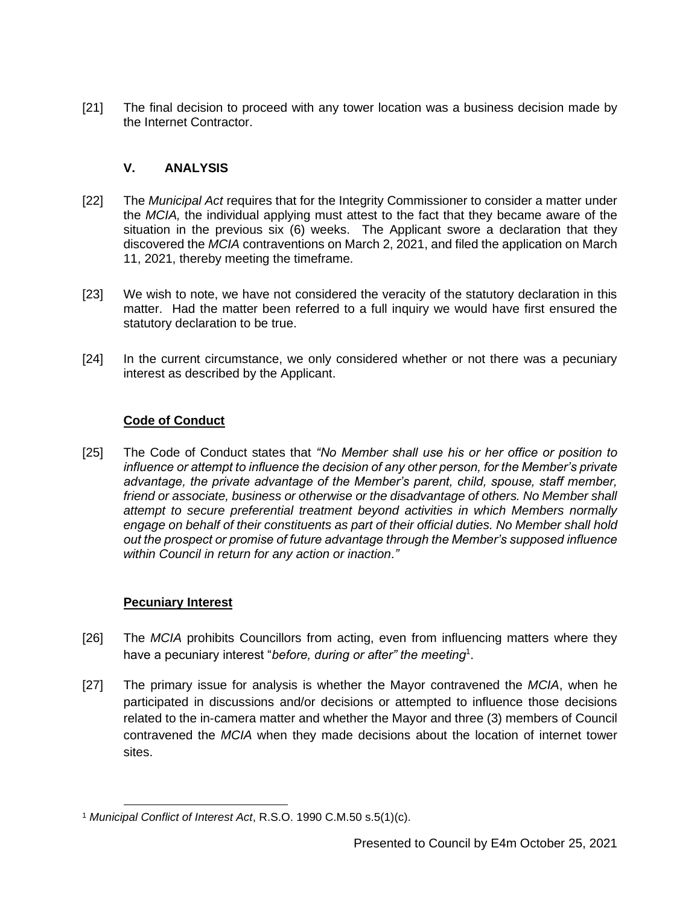[21] The final decision to proceed with any tower location was a business decision made by the Internet Contractor.

## V. ANALYSIS

[22] The *Municipal Act* requires that for the Integrity Commissioner to consider a matter under the *MCIA,* the individual applying must attest to the fact that they became aware of the situation in the previous six (6) weeks. The Applicant swore a declaration that they discovered the *MCIA* contraventions on March 2, 2021, and filed the application on March 11, 2021, thereby meeting the timeframe.

[23] We wish to note, we have not considered the veracity of the statutory declaration in this matter. Had the matter been referred to a full inquiry we would have first ensured the statutory declaration to be true.

[24] In the current circumstance, we only considered whether or not there was a pecuniary interest as described by the Applicant.

### Code of Conduct

[25] The Code of Conduct states that *"No Member shall use his or her office or position to influence or attempt to influence the decision of any other person, for the Member's private advantage, the private advantage of the Member's parent, child, spouse, staff member, friend or associate, business or otherwise or the disadvantage of others. No Member shall attempt to secure preferential treatment beyond activities in which Members normally engage on behalf of their constituents as part of their official duties. No Member shall hold out the prospect or promise of future advantage through the Member's supposed influence within Council in return for any action or inaction."*

### Pecuniary Interest

[26] The *MCIA* prohibits Councillors from acting, even from influencing matters where they have a pecuniary interest "*before, during or after" the meeting*[1].

[27] The primary issue for analysis is whether the Mayor contravened the *MCIA*, when he participated in discussions and/or decisions or attempted to influence those decisions related to the in-camera matter and whether the Mayor and three (3) members of Council contravened the *MCIA* when they made decisions about the location of internet tower sites.

---

[1] *Municipal Conflict of Interest Act*, R.S.O. 1990 C.M.50 s.5(1)(c).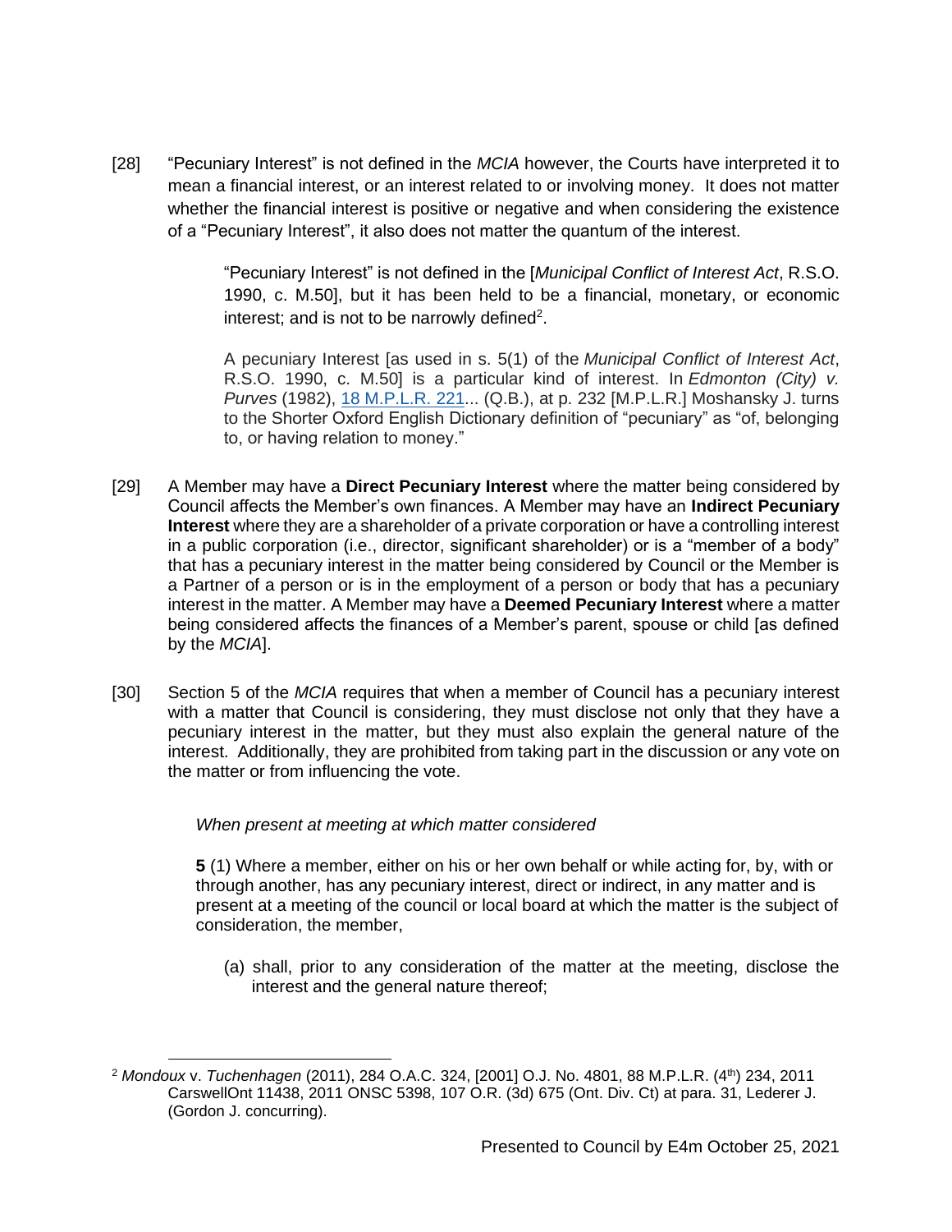[28] "Pecuniary Interest" is not defined in the *MCIA* however, the Courts have interpreted it to mean a financial interest, or an interest related to or involving money. It does not matter whether the financial interest is positive or negative and when considering the existence of a "Pecuniary Interest", it also does not matter the quantum of the interest.

> "Pecuniary Interest" is not defined in the [*Municipal Conflict of Interest Act*, R.S.O. 1990, c. M.50], but it has been held to be a financial, monetary, or economic interest; and is not to be narrowly defined[2].
>
> A pecuniary Interest [as used in s. 5(1) of the *Municipal Conflict of Interest Act*, R.S.O. 1990, c. M.50] is a particular kind of interest. In *Edmonton (City) v. Purves* (1982), 18 M.P.L.R. 221... (Q.B.), at p. 232 [M.P.L.R.] Moshansky J. turns to the Shorter Oxford English Dictionary definition of "pecuniary" as "of, belonging to, or having relation to money."

[29] A Member may have a **Direct Pecuniary Interest** where the matter being considered by Council affects the Member's own finances. A Member may have an **Indirect Pecuniary Interest** where they are a shareholder of a private corporation or have a controlling interest in a public corporation (i.e., director, significant shareholder) or is a "member of a body" that has a pecuniary interest in the matter being considered by Council or the Member is a Partner of a person or is in the employment of a person or body that has a pecuniary interest in the matter. A Member may have a **Deemed Pecuniary Interest** where a matter being considered affects the finances of a Member's parent, spouse or child [as defined by the *MCIA*].

[30] Section 5 of the *MCIA* requires that when a member of Council has a pecuniary interest with a matter that Council is considering, they must disclose not only that they have a pecuniary interest in the matter, but they must also explain the general nature of the interest. Additionally, they are prohibited from taking part in the discussion or any vote on the matter or from influencing the vote.

> *When present at meeting at which matter considered*
>
> **5** (1) Where a member, either on his or her own behalf or while acting for, by, with or through another, has any pecuniary interest, direct or indirect, in any matter and is present at a meeting of the council or local board at which the matter is the subject of consideration, the member,
>
> (a) shall, prior to any consideration of the matter at the meeting, disclose the interest and the general nature thereof;

---

[2] *Mondoux* v. *Tuchenhagen* (2011), 284 O.A.C. 324, [2001] O.J. No. 4801, 88 M.P.L.R. (4th) 234, 2011 CarswellOnt 11438, 2011 ONSC 5398, 107 O.R. (3d) 675 (Ont. Div. Ct) at para. 31, Lederer J. (Gordon J. concurring).

Presented to Council by E4m October 25, 2021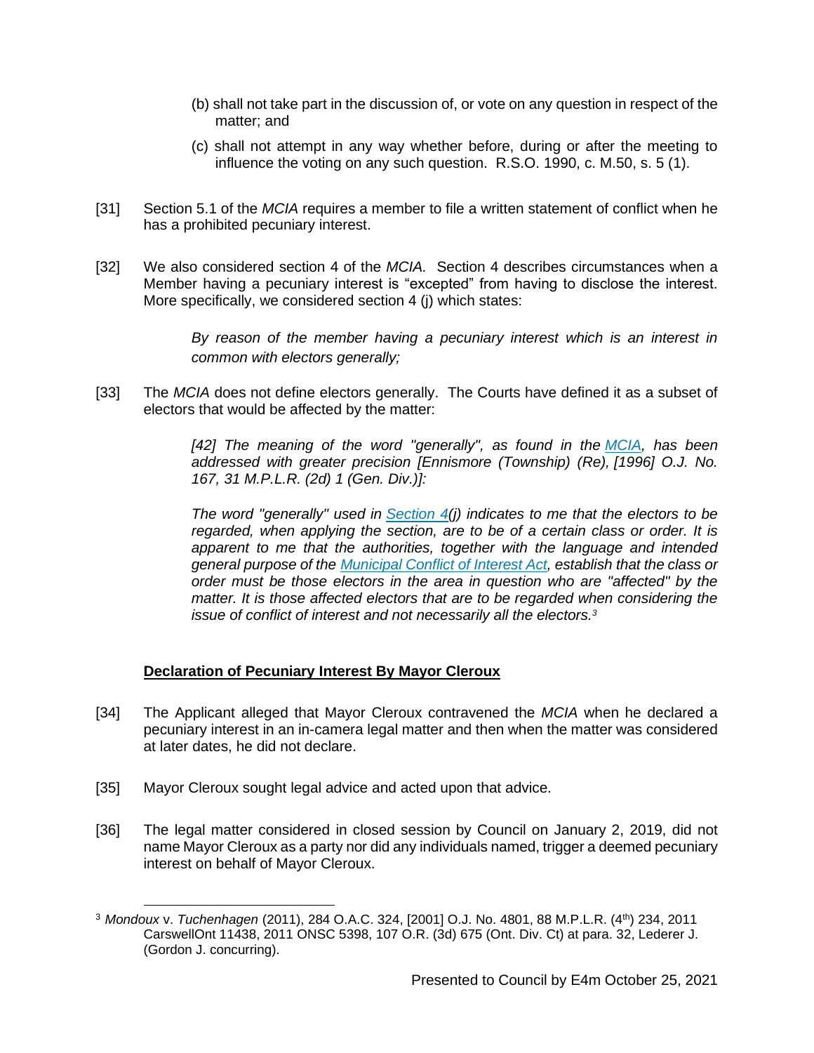(b) shall not take part in the discussion of, or vote on any question in respect of the matter; and

(c) shall not attempt in any way whether before, during or after the meeting to influence the voting on any such question. R.S.O. 1990, c. M.50, s. 5 (1).

[31] Section 5.1 of the *MCIA* requires a member to file a written statement of conflict when he has a prohibited pecuniary interest.

[32] We also considered section 4 of the *MCIA.* Section 4 describes circumstances when a Member having a pecuniary interest is "excepted" from having to disclose the interest. More specifically, we considered section 4 (j) which states:

> *By reason of the member having a pecuniary interest which is an interest in common with electors generally;*

[33] The *MCIA* does not define electors generally. The Courts have defined it as a subset of electors that would be affected by the matter:

> *[42] The meaning of the word "generally", as found in the MCIA, has been addressed with greater precision [Ennismore (Township) (Re), [1996] O.J. No. 167, 31 M.P.L.R. (2d) 1 (Gen. Div.)]:*
>
> *The word "generally" used in Section 4(j) indicates to me that the electors to be regarded, when applying the section, are to be of a certain class or order. It is apparent to me that the authorities, together with the language and intended general purpose of the Municipal Conflict of Interest Act, establish that the class or order must be those electors in the area in question who are "affected" by the matter. It is those affected electors that are to be regarded when considering the issue of conflict of interest and not necessarily all the electors.*[3]

**Declaration of Pecuniary Interest By Mayor Cleroux**

[34] The Applicant alleged that Mayor Cleroux contravened the *MCIA* when he declared a pecuniary interest in an in-camera legal matter and then when the matter was considered at later dates, he did not declare.

[35] Mayor Cleroux sought legal advice and acted upon that advice.

[36] The legal matter considered in closed session by Council on January 2, 2019, did not name Mayor Cleroux as a party nor did any individuals named, trigger a deemed pecuniary interest on behalf of Mayor Cleroux.

---

[3] *Mondoux* v. *Tuchenhagen* (2011), 284 O.A.C. 324, [2001] O.J. No. 4801, 88 M.P.L.R. (4th) 234, 2011 CarswellOnt 11438, 2011 ONSC 5398, 107 O.R. (3d) 675 (Ont. Div. Ct) at para. 32, Lederer J. (Gordon J. concurring).

Presented to Council by E4m October 25, 2021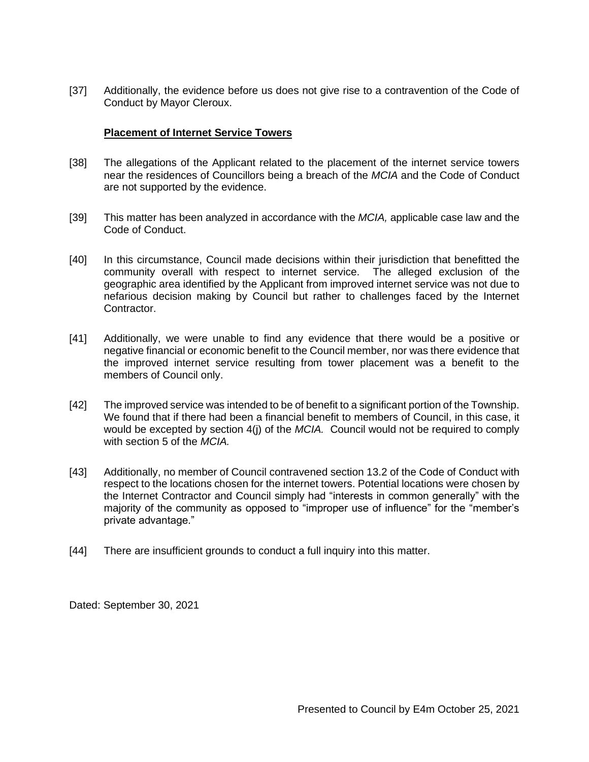[37] Additionally, the evidence before us does not give rise to a contravention of the Code of Conduct by Mayor Cleroux.

**Placement of Internet Service Towers**

[38] The allegations of the Applicant related to the placement of the internet service towers near the residences of Councillors being a breach of the *MCIA* and the Code of Conduct are not supported by the evidence.

[39] This matter has been analyzed in accordance with the *MCIA,* applicable case law and the Code of Conduct.

[40] In this circumstance, Council made decisions within their jurisdiction that benefitted the community overall with respect to internet service. The alleged exclusion of the geographic area identified by the Applicant from improved internet service was not due to nefarious decision making by Council but rather to challenges faced by the Internet Contractor.

[41] Additionally, we were unable to find any evidence that there would be a positive or negative financial or economic benefit to the Council member, nor was there evidence that the improved internet service resulting from tower placement was a benefit to the members of Council only.

[42] The improved service was intended to be of benefit to a significant portion of the Township. We found that if there had been a financial benefit to members of Council, in this case, it would be excepted by section 4(j) of the *MCIA.* Council would not be required to comply with section 5 of the *MCIA.*

[43] Additionally, no member of Council contravened section 13.2 of the Code of Conduct with respect to the locations chosen for the internet towers. Potential locations were chosen by the Internet Contractor and Council simply had "interests in common generally" with the majority of the community as opposed to "improper use of influence" for the "member's private advantage."

[44] There are insufficient grounds to conduct a full inquiry into this matter.

Dated: September 30, 2021

Presented to Council by E4m October 25, 2021